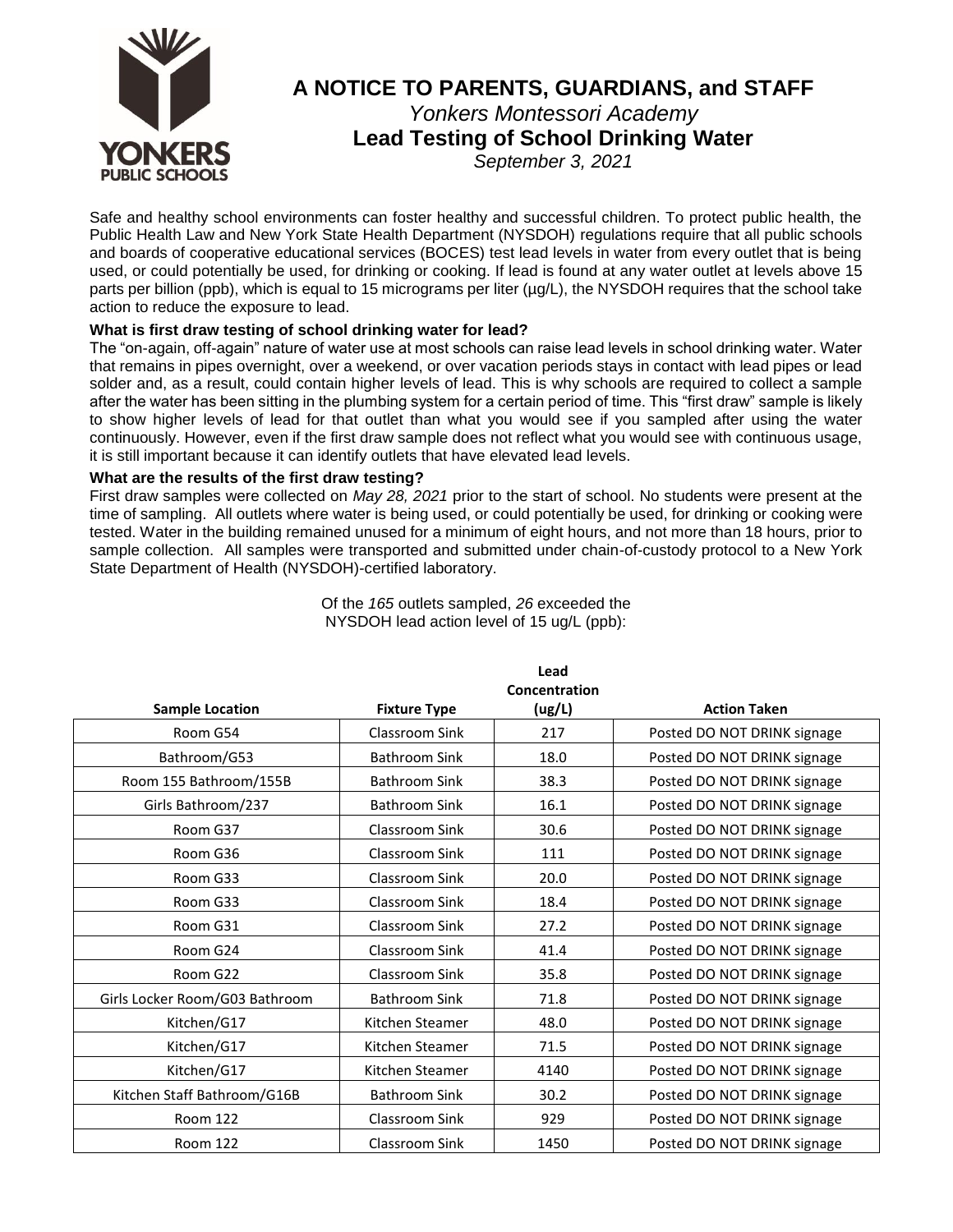# A NOTICE TO PARENTS, GUARDIANS, and STAFF

*Yonkers Montessori Academy*

## Lead Testing of School Drinking Water

*September 3, 2021*

Safe and healthy school environments can foster healthy and successful children. To protect public health, the Public Health Law and New York State Health Department (NYSDOH) regulations require that all public schools and boards of cooperative educational services (BOCES) test lead levels in water from every outlet that is being used, or could potentially be used, for drinking or cooking. If lead is found at any water outlet at levels above 15 parts per billion (ppb), which is equal to 15 micrograms per liter (µg/L), the NYSDOH requires that the school take action to reduce the exposure to lead.

**What is first draw testing of school drinking water for lead?**

The "on-again, off-again" nature of water use at most schools can raise lead levels in school drinking water. Water that remains in pipes overnight, over a weekend, or over vacation periods stays in contact with lead pipes or lead solder and, as a result, could contain higher levels of lead. This is why schools are required to collect a sample after the water has been sitting in the plumbing system for a certain period of time. This "first draw" sample is likely to show higher levels of lead for that outlet than what you would see if you sampled after using the water continuously. However, even if the first draw sample does not reflect what you would see with continuous usage, it is still important because it can identify outlets that have elevated lead levels.

**What are the results of the first draw testing?**

First draw samples were collected on *May 28, 2021* prior to the start of school. No students were present at the time of sampling. All outlets where water is being used, or could potentially be used, for drinking or cooking were tested. Water in the building remained unused for a minimum of eight hours, and not more than 18 hours, prior to sample collection. All samples were transported and submitted under chain-of-custody protocol to a New York State Department of Health (NYSDOH)-certified laboratory.

Of the *165* outlets sampled, *26* exceeded the NYSDOH lead action level of 15 ug/L (ppb):

| Sample Location | Fixture Type | Lead Concentration (ug/L) | Action Taken |
|---|---|---|---|
| Room G54 | Classroom Sink | 217 | Posted DO NOT DRINK signage |
| Bathroom/G53 | Bathroom Sink | 18.0 | Posted DO NOT DRINK signage |
| Room 155 Bathroom/155B | Bathroom Sink | 38.3 | Posted DO NOT DRINK signage |
| Girls Bathroom/237 | Bathroom Sink | 16.1 | Posted DO NOT DRINK signage |
| Room G37 | Classroom Sink | 30.6 | Posted DO NOT DRINK signage |
| Room G36 | Classroom Sink | 111 | Posted DO NOT DRINK signage |
| Room G33 | Classroom Sink | 20.0 | Posted DO NOT DRINK signage |
| Room G33 | Classroom Sink | 18.4 | Posted DO NOT DRINK signage |
| Room G31 | Classroom Sink | 27.2 | Posted DO NOT DRINK signage |
| Room G24 | Classroom Sink | 41.4 | Posted DO NOT DRINK signage |
| Room G22 | Classroom Sink | 35.8 | Posted DO NOT DRINK signage |
| Girls Locker Room/G03 Bathroom | Bathroom Sink | 71.8 | Posted DO NOT DRINK signage |
| Kitchen/G17 | Kitchen Steamer | 48.0 | Posted DO NOT DRINK signage |
| Kitchen/G17 | Kitchen Steamer | 71.5 | Posted DO NOT DRINK signage |
| Kitchen/G17 | Kitchen Steamer | 4140 | Posted DO NOT DRINK signage |
| Kitchen Staff Bathroom/G16B | Bathroom Sink | 30.2 | Posted DO NOT DRINK signage |
| Room 122 | Classroom Sink | 929 | Posted DO NOT DRINK signage |
| Room 122 | Classroom Sink | 1450 | Posted DO NOT DRINK signage |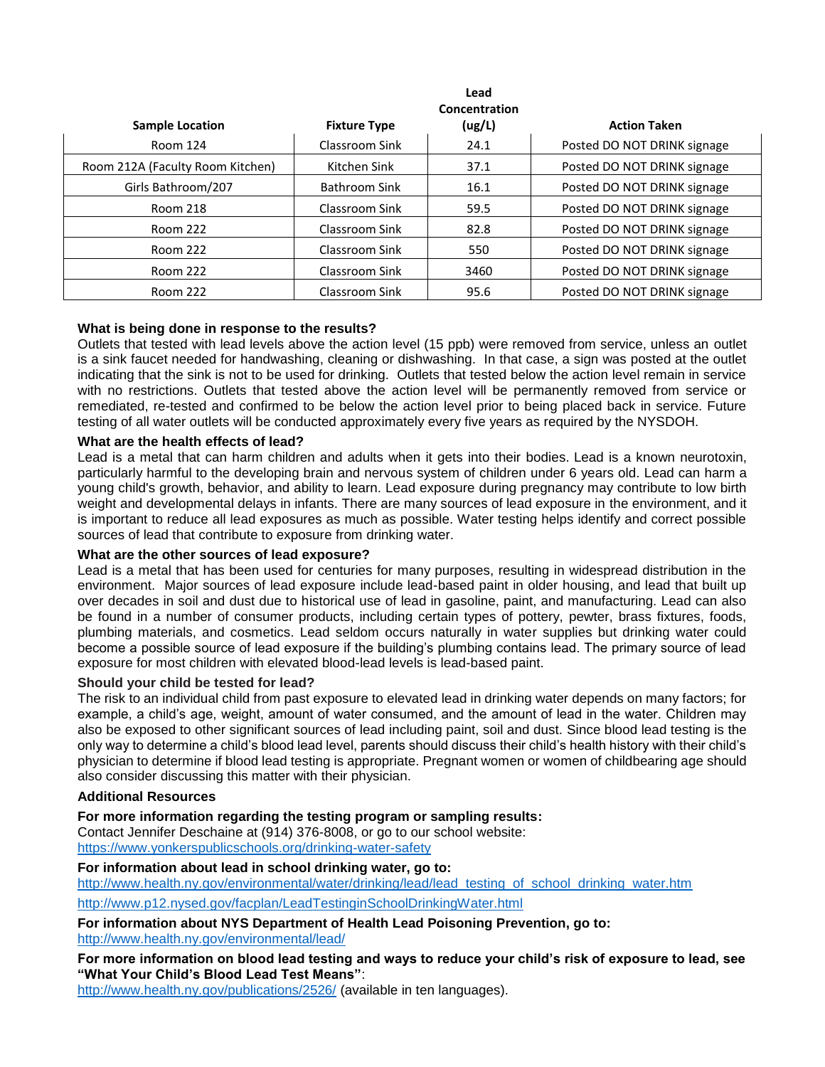| Sample Location | Fixture Type | Lead Concentration (ug/L) | Action Taken |
|---|---|---|---|
| Room 124 | Classroom Sink | 24.1 | Posted DO NOT DRINK signage |
| Room 212A (Faculty Room Kitchen) | Kitchen Sink | 37.1 | Posted DO NOT DRINK signage |
| Girls Bathroom/207 | Bathroom Sink | 16.1 | Posted DO NOT DRINK signage |
| Room 218 | Classroom Sink | 59.5 | Posted DO NOT DRINK signage |
| Room 222 | Classroom Sink | 82.8 | Posted DO NOT DRINK signage |
| Room 222 | Classroom Sink | 550 | Posted DO NOT DRINK signage |
| Room 222 | Classroom Sink | 3460 | Posted DO NOT DRINK signage |
| Room 222 | Classroom Sink | 95.6 | Posted DO NOT DRINK signage |

**What is being done in response to the results?**

Outlets that tested with lead levels above the action level (15 ppb) were removed from service, unless an outlet is a sink faucet needed for handwashing, cleaning or dishwashing. In that case, a sign was posted at the outlet indicating that the sink is not to be used for drinking. Outlets that tested below the action level remain in service with no restrictions. Outlets that tested above the action level will be permanently removed from service or remediated, re-tested and confirmed to be below the action level prior to being placed back in service. Future testing of all water outlets will be conducted approximately every five years as required by the NYSDOH.

**What are the health effects of lead?**

Lead is a metal that can harm children and adults when it gets into their bodies. Lead is a known neurotoxin, particularly harmful to the developing brain and nervous system of children under 6 years old. Lead can harm a young child's growth, behavior, and ability to learn. Lead exposure during pregnancy may contribute to low birth weight and developmental delays in infants. There are many sources of lead exposure in the environment, and it is important to reduce all lead exposures as much as possible. Water testing helps identify and correct possible sources of lead that contribute to exposure from drinking water.

**What are the other sources of lead exposure?**

Lead is a metal that has been used for centuries for many purposes, resulting in widespread distribution in the environment. Major sources of lead exposure include lead-based paint in older housing, and lead that built up over decades in soil and dust due to historical use of lead in gasoline, paint, and manufacturing. Lead can also be found in a number of consumer products, including certain types of pottery, pewter, brass fixtures, foods, plumbing materials, and cosmetics. Lead seldom occurs naturally in water supplies but drinking water could become a possible source of lead exposure if the building's plumbing contains lead. The primary source of lead exposure for most children with elevated blood-lead levels is lead-based paint.

**Should your child be tested for lead?**

The risk to an individual child from past exposure to elevated lead in drinking water depends on many factors; for example, a child's age, weight, amount of water consumed, and the amount of lead in the water. Children may also be exposed to other significant sources of lead including paint, soil and dust. Since blood lead testing is the only way to determine a child's blood lead level, parents should discuss their child's health history with their child's physician to determine if blood lead testing is appropriate. Pregnant women or women of childbearing age should also consider discussing this matter with their physician.

**Additional Resources**

**For more information regarding the testing program or sampling results:**
Contact Jennifer Deschaine at (914) 376-8008, or go to our school website:
https://www.yonkerspublicschools.org/drinking-water-safety

**For information about lead in school drinking water, go to:**
http://www.health.ny.gov/environmental/water/drinking/lead/lead_testing_of_school_drinking_water.htm
http://www.p12.nysed.gov/facplan/LeadTestinginSchoolDrinkingWater.html

**For information about NYS Department of Health Lead Poisoning Prevention, go to:**
http://www.health.ny.gov/environmental/lead/

**For more information on blood lead testing and ways to reduce your child's risk of exposure to lead, see "What Your Child's Blood Lead Test Means"**:
http://www.health.ny.gov/publications/2526/ (available in ten languages).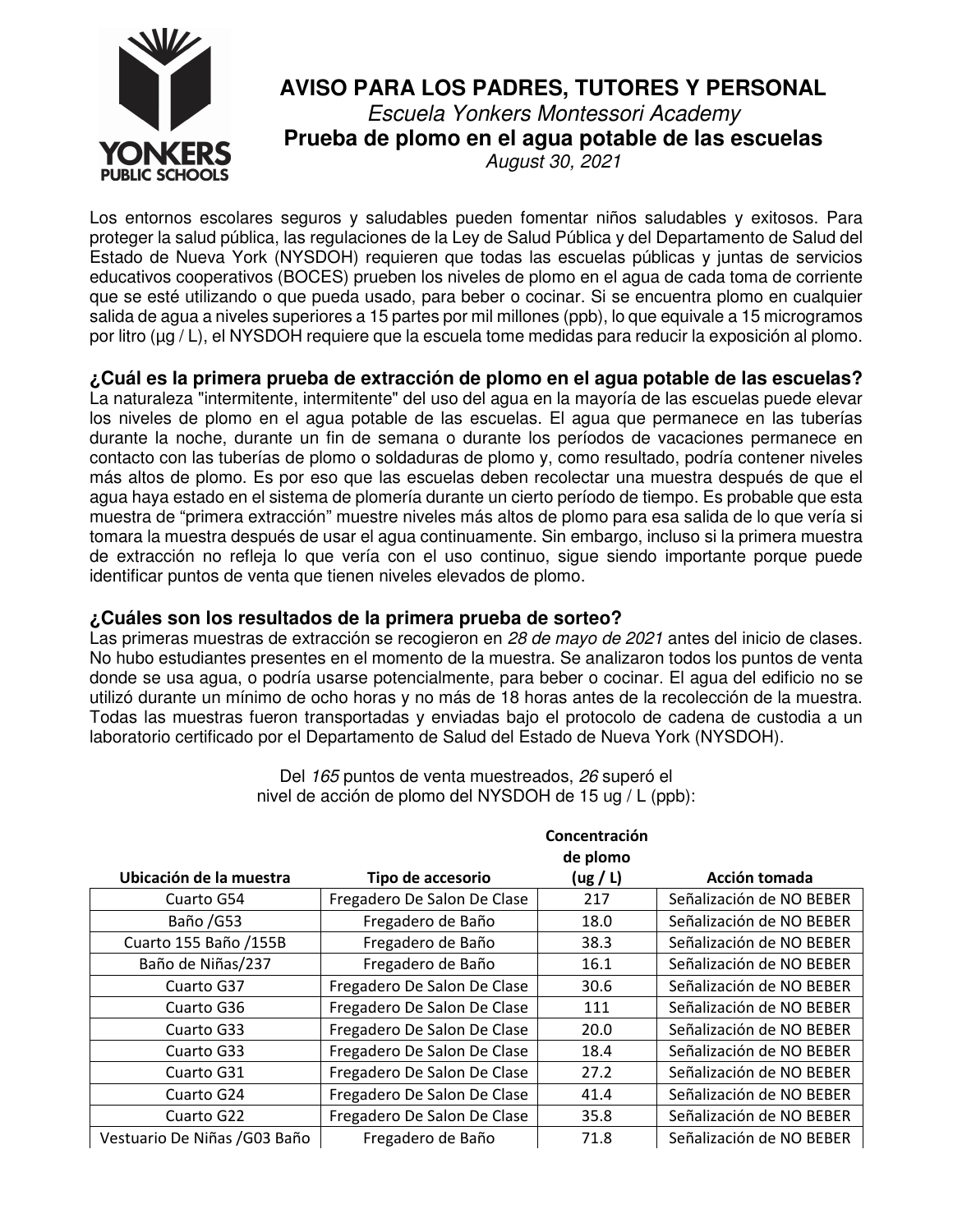**AVISO PARA LOS PADRES, TUTORES Y PERSONAL**

*Escuela Yonkers Montessori Academy*

**Prueba de plomo en el agua potable de las escuelas**

*August 30, 2021*

Los entornos escolares seguros y saludables pueden fomentar niños saludables y exitosos. Para proteger la salud pública, las regulaciones de la Ley de Salud Pública y del Departamento de Salud del Estado de Nueva York (NYSDOH) requieren que todas las escuelas públicas y juntas de servicios educativos cooperativos (BOCES) prueben los niveles de plomo en el agua de cada toma de corriente que se esté utilizando o que pueda usado, para beber o cocinar. Si se encuentra plomo en cualquier salida de agua a niveles superiores a 15 partes por mil millones (ppb), lo que equivale a 15 microgramos por litro (µg / L), el NYSDOH requiere que la escuela tome medidas para reducir la exposición al plomo.

### ¿Cuál es la primera prueba de extracción de plomo en el agua potable de las escuelas?

La naturaleza "intermitente, intermitente" del uso del agua en la mayoría de las escuelas puede elevar los niveles de plomo en el agua potable de las escuelas. El agua que permanece en las tuberías durante la noche, durante un fin de semana o durante los períodos de vacaciones permanece en contacto con las tuberías de plomo o soldaduras de plomo y, como resultado, podría contener niveles más altos de plomo. Es por eso que las escuelas deben recolectar una muestra después de que el agua haya estado en el sistema de plomería durante un cierto período de tiempo. Es probable que esta muestra de "primera extracción" muestre niveles más altos de plomo para esa salida de lo que vería si tomara la muestra después de usar el agua continuamente. Sin embargo, incluso si la primera muestra de extracción no refleja lo que vería con el uso continuo, sigue siendo importante porque puede identificar puntos de venta que tienen niveles elevados de plomo.

### ¿Cuáles son los resultados de la primera prueba de sorteo?

Las primeras muestras de extracción se recogieron en *28 de mayo de 2021* antes del inicio de clases. No hubo estudiantes presentes en el momento de la muestra. Se analizaron todos los puntos de venta donde se usa agua, o podría usarse potencialmente, para beber o cocinar. El agua del edificio no se utilizó durante un mínimo de ocho horas y no más de 18 horas antes de la recolección de la muestra. Todas las muestras fueron transportadas y enviadas bajo el protocolo de cadena de custodia a un laboratorio certificado por el Departamento de Salud del Estado de Nueva York (NYSDOH).

Del *165* puntos de venta muestreados, *26* superó el nivel de acción de plomo del NYSDOH de 15 ug / L (ppb):

| Ubicación de la muestra | Tipo de accesorio | Concentración de plomo (ug / L) | Acción tomada |
|---|---|---|---|
| Cuarto G54 | Fregadero De Salon De Clase | 217 | Señalización de NO BEBER |
| Baño /G53 | Fregadero de Baño | 18.0 | Señalización de NO BEBER |
| Cuarto 155 Baño /155B | Fregadero de Baño | 38.3 | Señalización de NO BEBER |
| Baño de Niñas/237 | Fregadero de Baño | 16.1 | Señalización de NO BEBER |
| Cuarto G37 | Fregadero De Salon De Clase | 30.6 | Señalización de NO BEBER |
| Cuarto G36 | Fregadero De Salon De Clase | 111 | Señalización de NO BEBER |
| Cuarto G33 | Fregadero De Salon De Clase | 20.0 | Señalización de NO BEBER |
| Cuarto G33 | Fregadero De Salon De Clase | 18.4 | Señalización de NO BEBER |
| Cuarto G31 | Fregadero De Salon De Clase | 27.2 | Señalización de NO BEBER |
| Cuarto G24 | Fregadero De Salon De Clase | 41.4 | Señalización de NO BEBER |
| Cuarto G22 | Fregadero De Salon De Clase | 35.8 | Señalización de NO BEBER |
| Vestuario De Niñas /G03 Baño | Fregadero de Baño | 71.8 | Señalización de NO BEBER |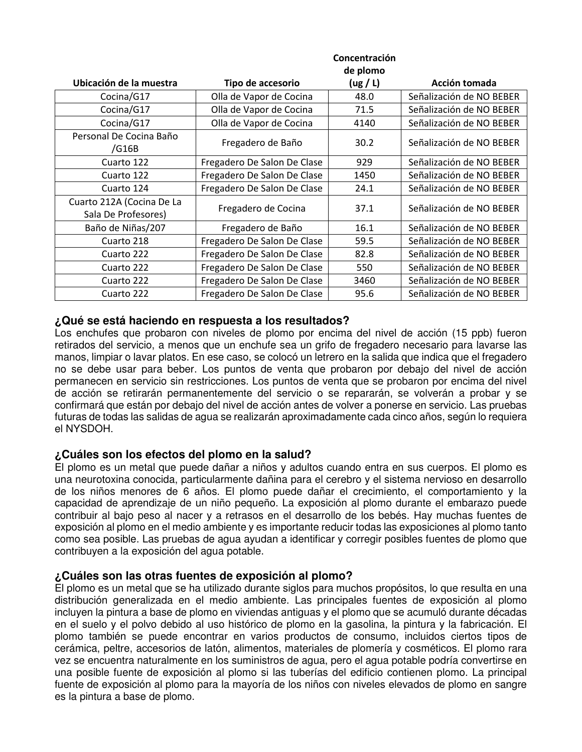| Ubicación de la muestra | Tipo de accesorio | Concentración de plomo (ug / L) | Acción tomada |
|---|---|---|---|
| Cocina/G17 | Olla de Vapor de Cocina | 48.0 | Señalización de NO BEBER |
| Cocina/G17 | Olla de Vapor de Cocina | 71.5 | Señalización de NO BEBER |
| Cocina/G17 | Olla de Vapor de Cocina | 4140 | Señalización de NO BEBER |
| Personal De Cocina Baño /G16B | Fregadero de Baño | 30.2 | Señalización de NO BEBER |
| Cuarto 122 | Fregadero De Salon De Clase | 929 | Señalización de NO BEBER |
| Cuarto 122 | Fregadero De Salon De Clase | 1450 | Señalización de NO BEBER |
| Cuarto 124 | Fregadero De Salon De Clase | 24.1 | Señalización de NO BEBER |
| Cuarto 212A (Cocina De La Sala De Profesores) | Fregadero de Cocina | 37.1 | Señalización de NO BEBER |
| Baño de Niñas/207 | Fregadero de Baño | 16.1 | Señalización de NO BEBER |
| Cuarto 218 | Fregadero De Salon De Clase | 59.5 | Señalización de NO BEBER |
| Cuarto 222 | Fregadero De Salon De Clase | 82.8 | Señalización de NO BEBER |
| Cuarto 222 | Fregadero De Salon De Clase | 550 | Señalización de NO BEBER |
| Cuarto 222 | Fregadero De Salon De Clase | 3460 | Señalización de NO BEBER |
| Cuarto 222 | Fregadero De Salon De Clase | 95.6 | Señalización de NO BEBER |

### ¿Qué se está haciendo en respuesta a los resultados?

Los enchufes que probaron con niveles de plomo por encima del nivel de acción (15 ppb) fueron retirados del servicio, a menos que un enchufe sea un grifo de fregadero necesario para lavarse las manos, limpiar o lavar platos. En ese caso, se colocó un letrero en la salida que indica que el fregadero no se debe usar para beber. Los puntos de venta que probaron por debajo del nivel de acción permanecen en servicio sin restricciones. Los puntos de venta que se probaron por encima del nivel de acción se retirarán permanentemente del servicio o se repararán, se volverán a probar y se confirmará que están por debajo del nivel de acción antes de volver a ponerse en servicio. Las pruebas futuras de todas las salidas de agua se realizarán aproximadamente cada cinco años, según lo requiera el NYSDOH.

### ¿Cuáles son los efectos del plomo en la salud?

El plomo es un metal que puede dañar a niños y adultos cuando entra en sus cuerpos. El plomo es una neurotoxina conocida, particularmente dañina para el cerebro y el sistema nervioso en desarrollo de los niños menores de 6 años. El plomo puede dañar el crecimiento, el comportamiento y la capacidad de aprendizaje de un niño pequeño. La exposición al plomo durante el embarazo puede contribuir al bajo peso al nacer y a retrasos en el desarrollo de los bebés. Hay muchas fuentes de exposición al plomo en el medio ambiente y es importante reducir todas las exposiciones al plomo tanto como sea posible. Las pruebas de agua ayudan a identificar y corregir posibles fuentes de plomo que contribuyen a la exposición del agua potable.

### ¿Cuáles son las otras fuentes de exposición al plomo?

El plomo es un metal que se ha utilizado durante siglos para muchos propósitos, lo que resulta en una distribución generalizada en el medio ambiente. Las principales fuentes de exposición al plomo incluyen la pintura a base de plomo en viviendas antiguas y el plomo que se acumuló durante décadas en el suelo y el polvo debido al uso histórico de plomo en la gasolina, la pintura y la fabricación. El plomo también se puede encontrar en varios productos de consumo, incluidos ciertos tipos de cerámica, peltre, accesorios de latón, alimentos, materiales de plomería y cosméticos. El plomo rara vez se encuentra naturalmente en los suministros de agua, pero el agua potable podría convertirse en una posible fuente de exposición al plomo si las tuberías del edificio contienen plomo. La principal fuente de exposición al plomo para la mayoría de los niños con niveles elevados de plomo en sangre es la pintura a base de plomo.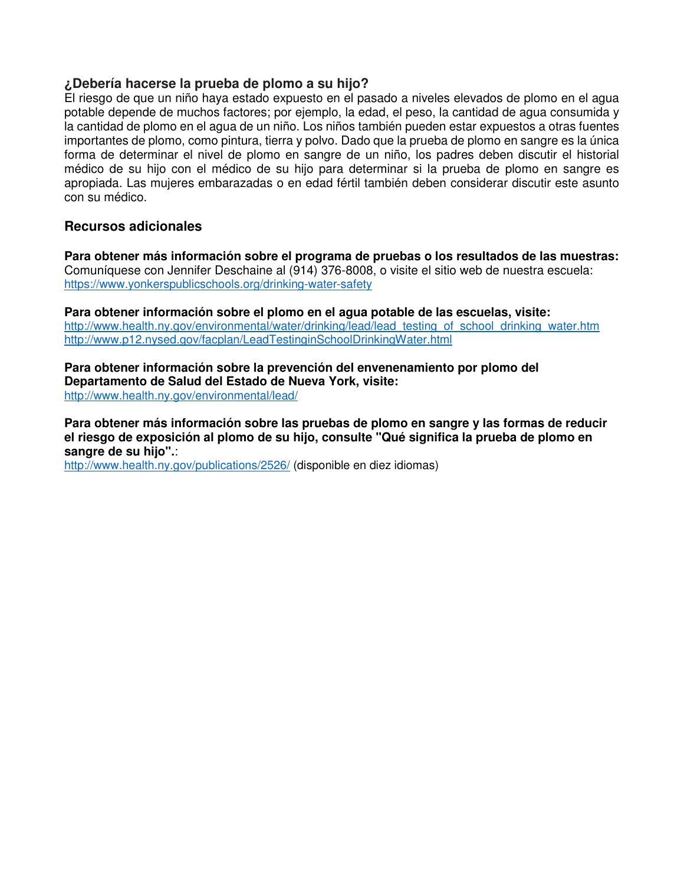### ¿Debería hacerse la prueba de plomo a su hijo?

El riesgo de que un niño haya estado expuesto en el pasado a niveles elevados de plomo en el agua potable depende de muchos factores; por ejemplo, la edad, el peso, la cantidad de agua consumida y la cantidad de plomo en el agua de un niño. Los niños también pueden estar expuestos a otras fuentes importantes de plomo, como pintura, tierra y polvo. Dado que la prueba de plomo en sangre es la única forma de determinar el nivel de plomo en sangre de un niño, los padres deben discutir el historial médico de su hijo con el médico de su hijo para determinar si la prueba de plomo en sangre es apropiada. Las mujeres embarazadas o en edad fértil también deben considerar discutir este asunto con su médico.

### Recursos adicionales

**Para obtener más información sobre el programa de pruebas o los resultados de las muestras:**
Comuníquese con Jennifer Deschaine al (914) 376-8008, o visite el sitio web de nuestra escuela:
https://www.yonkerspublicschools.org/drinking-water-safety

**Para obtener información sobre el plomo en el agua potable de las escuelas, visite:**
http://www.health.ny.gov/environmental/water/drinking/lead/lead_testing_of_school_drinking_water.htm
http://www.p12.nysed.gov/facplan/LeadTestinginSchoolDrinkingWater.html

**Para obtener información sobre la prevención del envenenamiento por plomo del Departamento de Salud del Estado de Nueva York, visite:**
http://www.health.ny.gov/environmental/lead/

**Para obtener más información sobre las pruebas de plomo en sangre y las formas de reducir el riesgo de exposición al plomo de su hijo, consulte "Qué significa la prueba de plomo en sangre de su hijo".**:
http://www.health.ny.gov/publications/2526/ (disponible en diez idiomas)